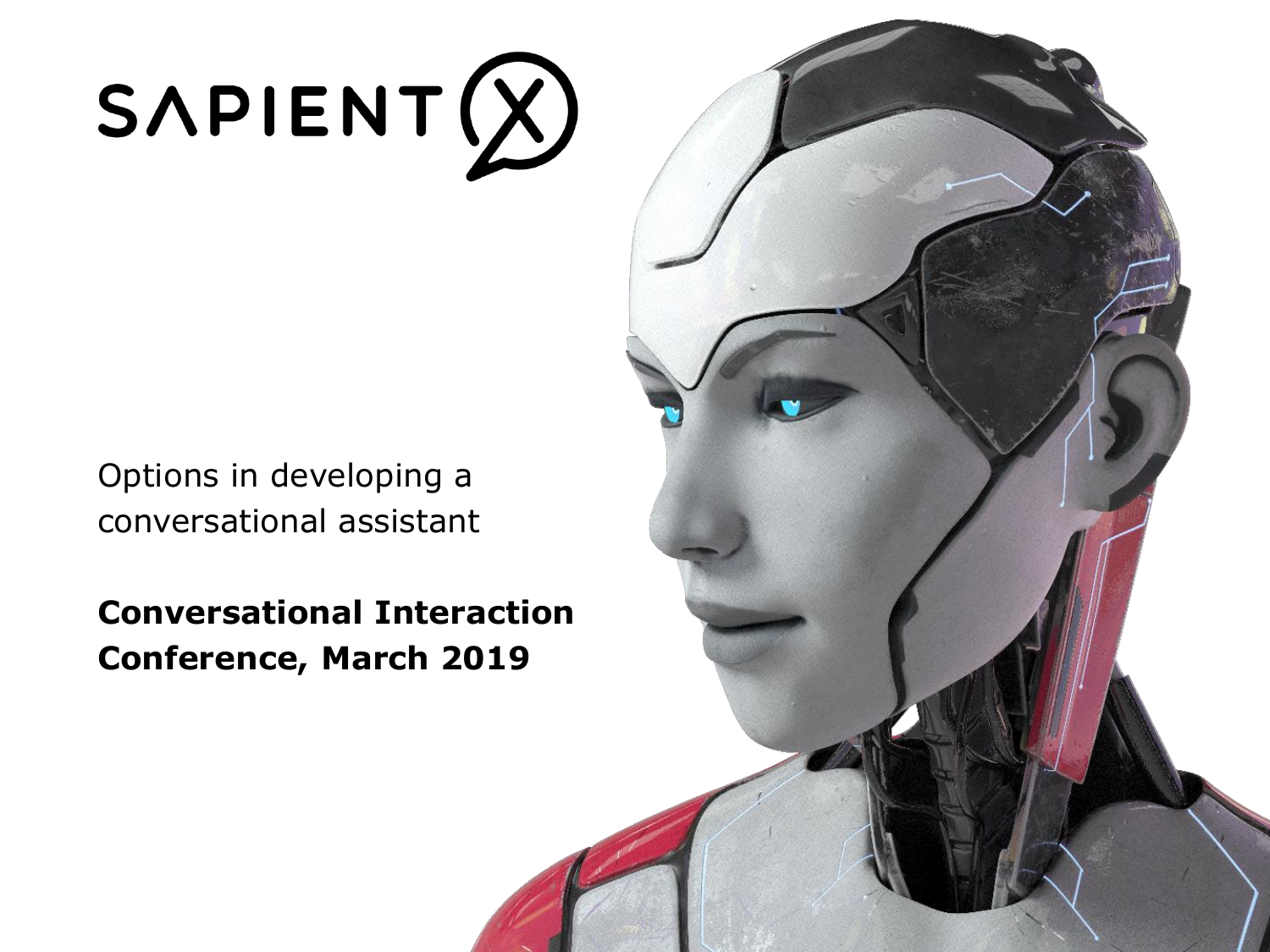# SAPIENT X

Options in developing a conversational assistant

**Conversational Interaction Conference, March 2019**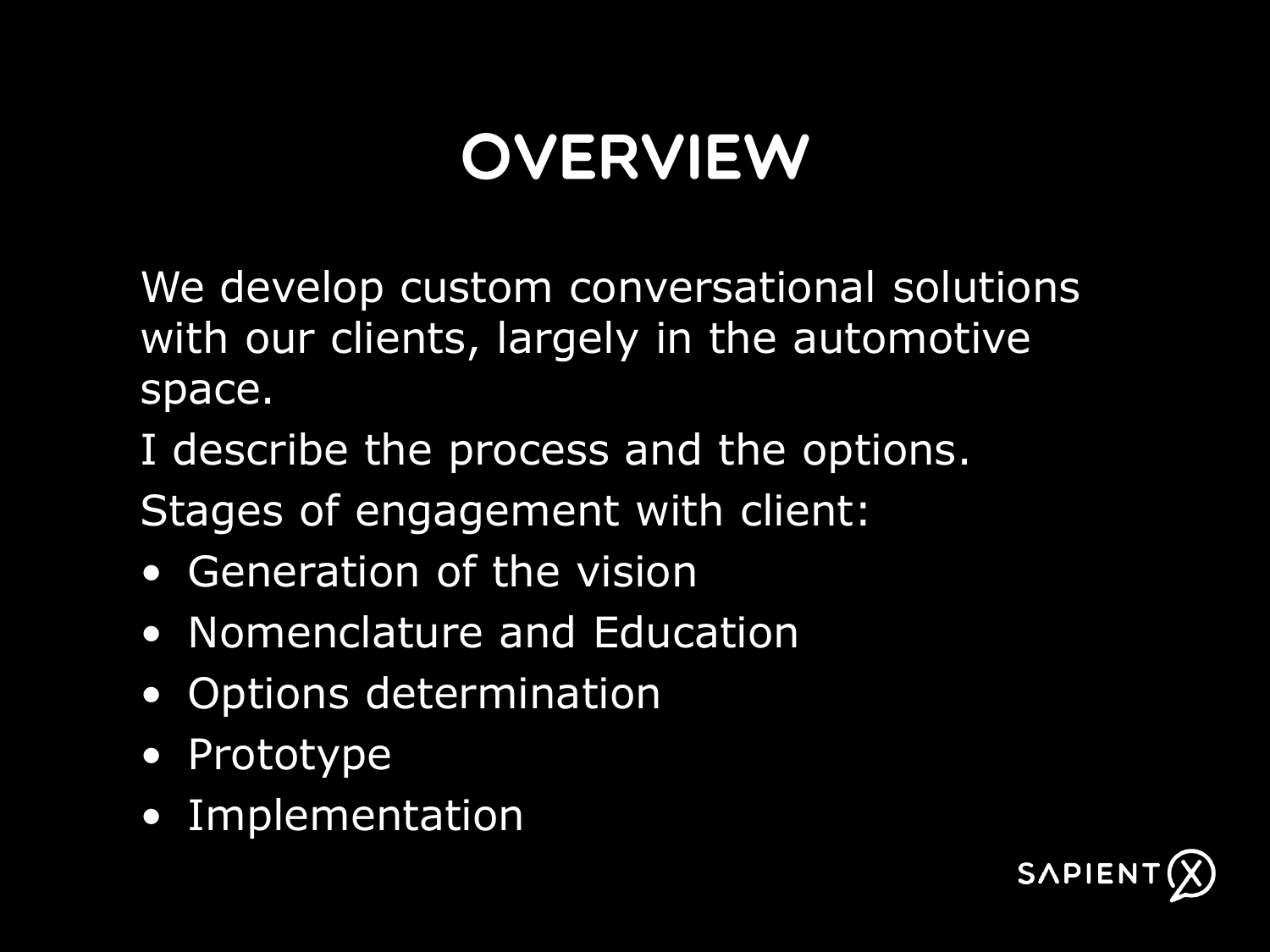# OVERVIEW

We develop custom conversational solutions with our clients, largely in the automotive space.

I describe the process and the options.

Stages of engagement with client:

- Generation of the vision
- Nomenclature and Education
- Options determination
- Prototype
- Implementation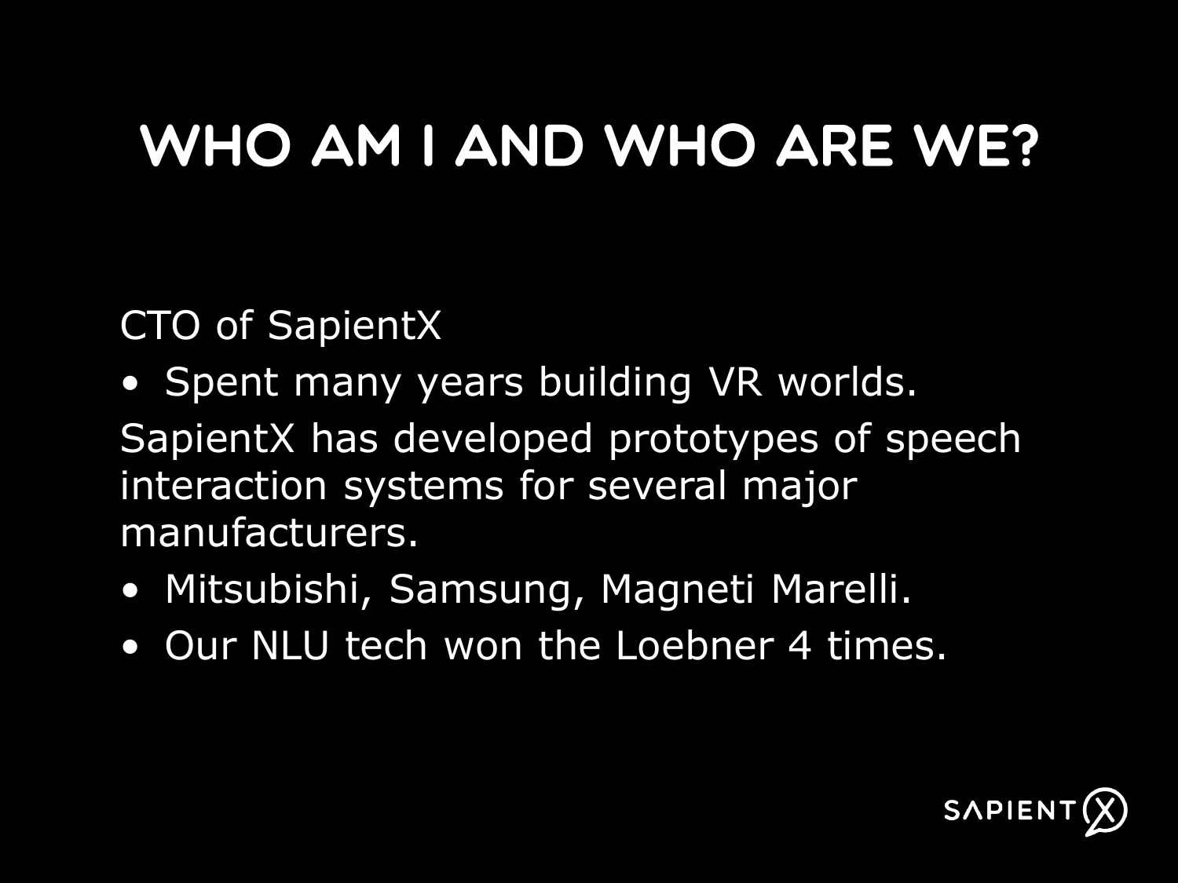# WHO AM I AND WHO ARE WE?

CTO of SapientX

- Spent many years building VR worlds.

SapientX has developed prototypes of speech interaction systems for several major manufacturers.

- Mitsubishi, Samsung, Magneti Marelli.
- Our NLU tech won the Loebner 4 times.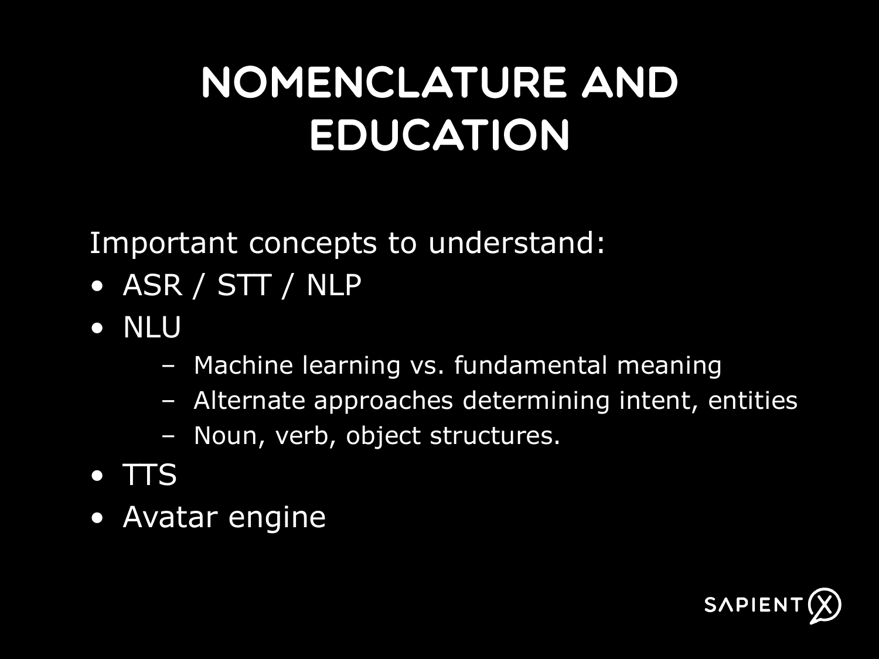# NOMENCLATURE AND EDUCATION

Important concepts to understand:

- ASR / STT / NLP
- NLU
  - Machine learning vs. fundamental meaning
  - Alternate approaches determining intent, entities
  - Noun, verb, object structures.
- TTS
- Avatar engine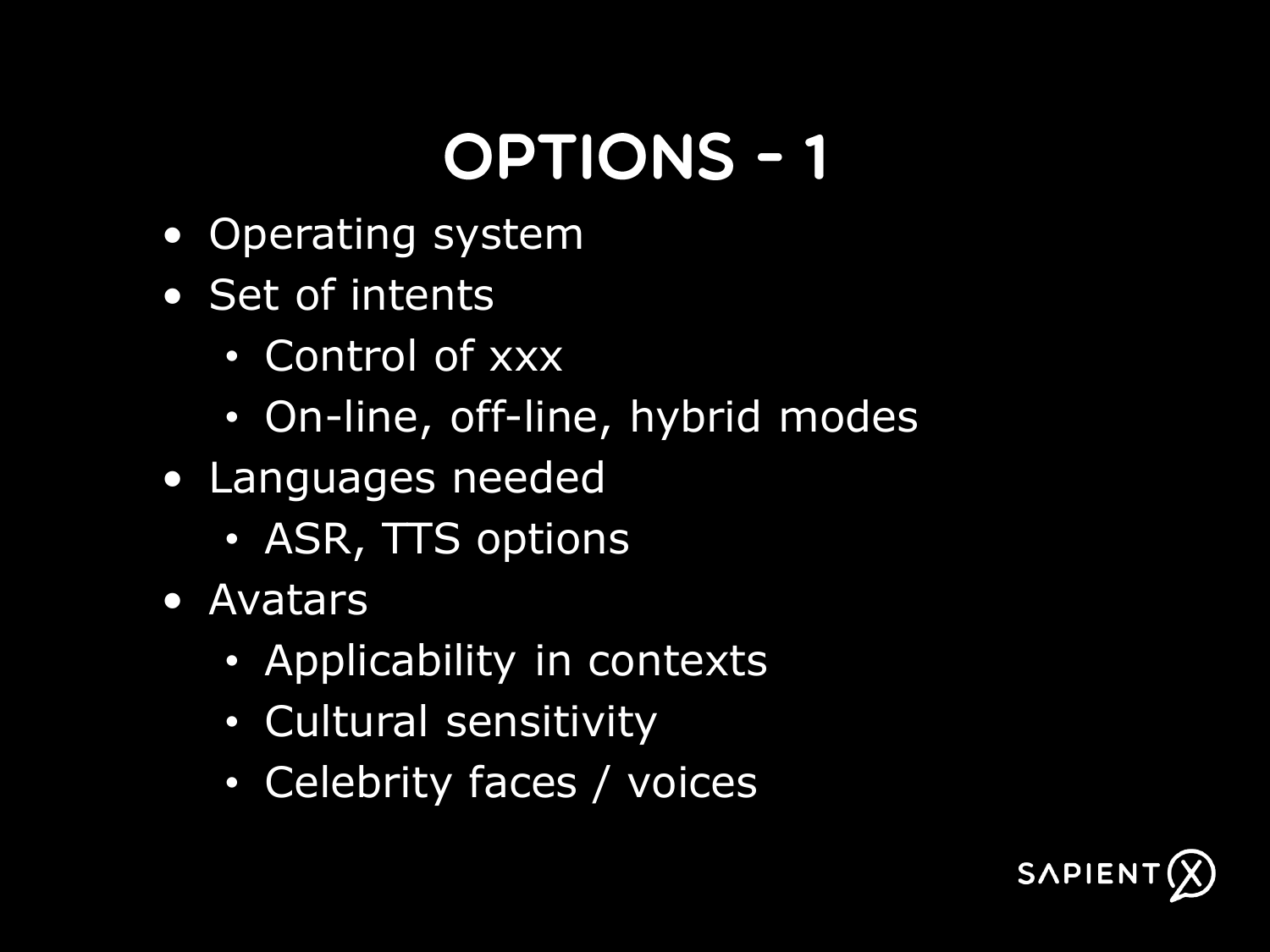# OPTIONS - 1

- Operating system
- Set of intents
  - Control of xxx
  - On-line, off-line, hybrid modes
- Languages needed
  - ASR, TTS options
- Avatars
  - Applicability in contexts
  - Cultural sensitivity
  - Celebrity faces / voices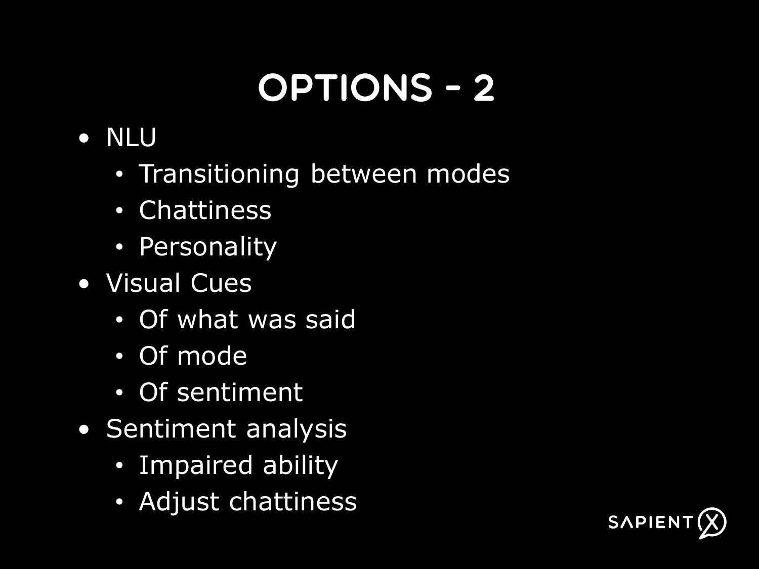# OPTIONS - 2

- NLU
  - Transitioning between modes
  - Chattiness
  - Personality
- Visual Cues
  - Of what was said
  - Of mode
  - Of sentiment
- Sentiment analysis
  - Impaired ability
  - Adjust chattiness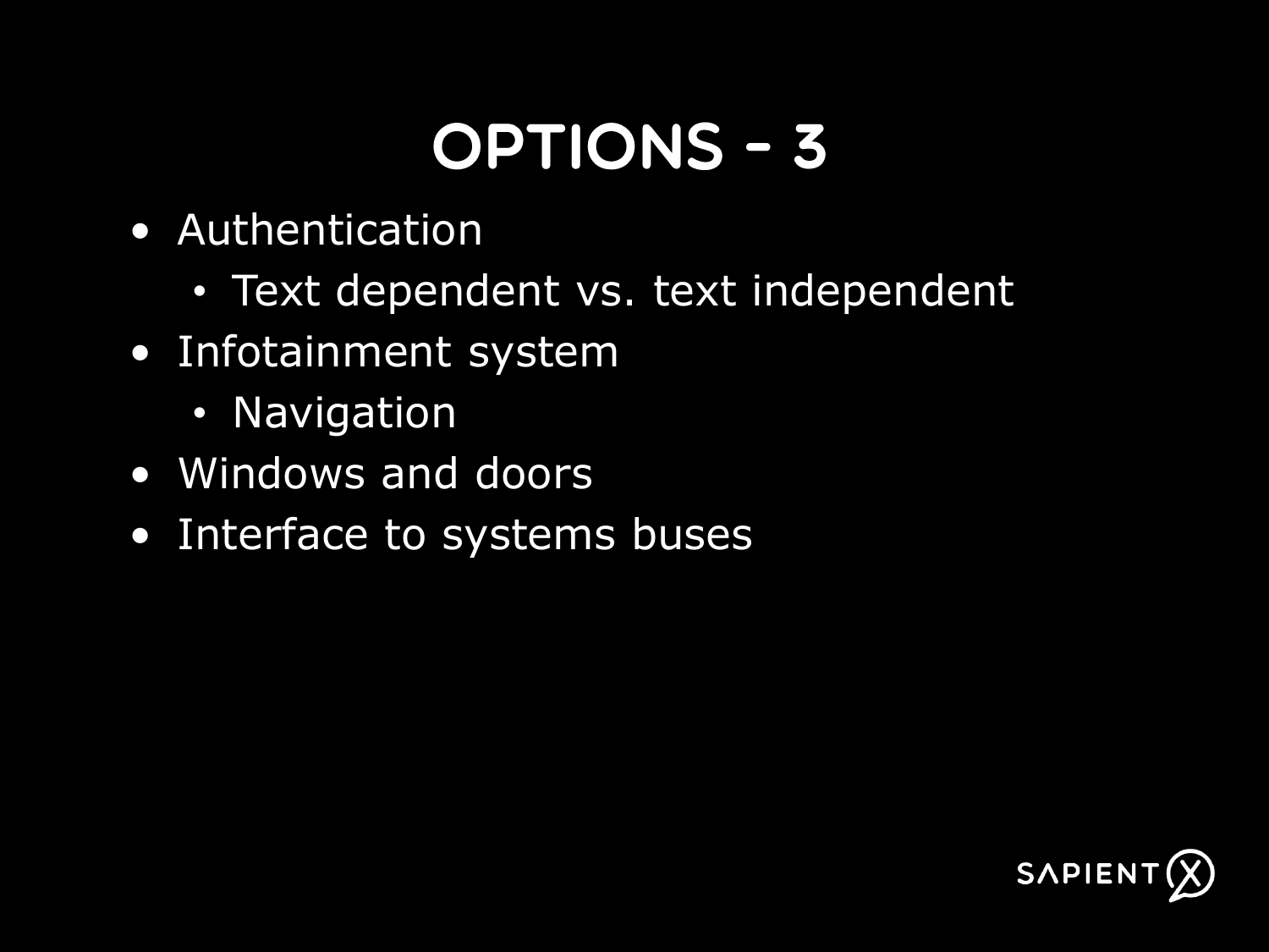# OPTIONS - 3

- Authentication
  - Text dependent vs. text independent
- Infotainment system
  - Navigation
- Windows and doors
- Interface to systems buses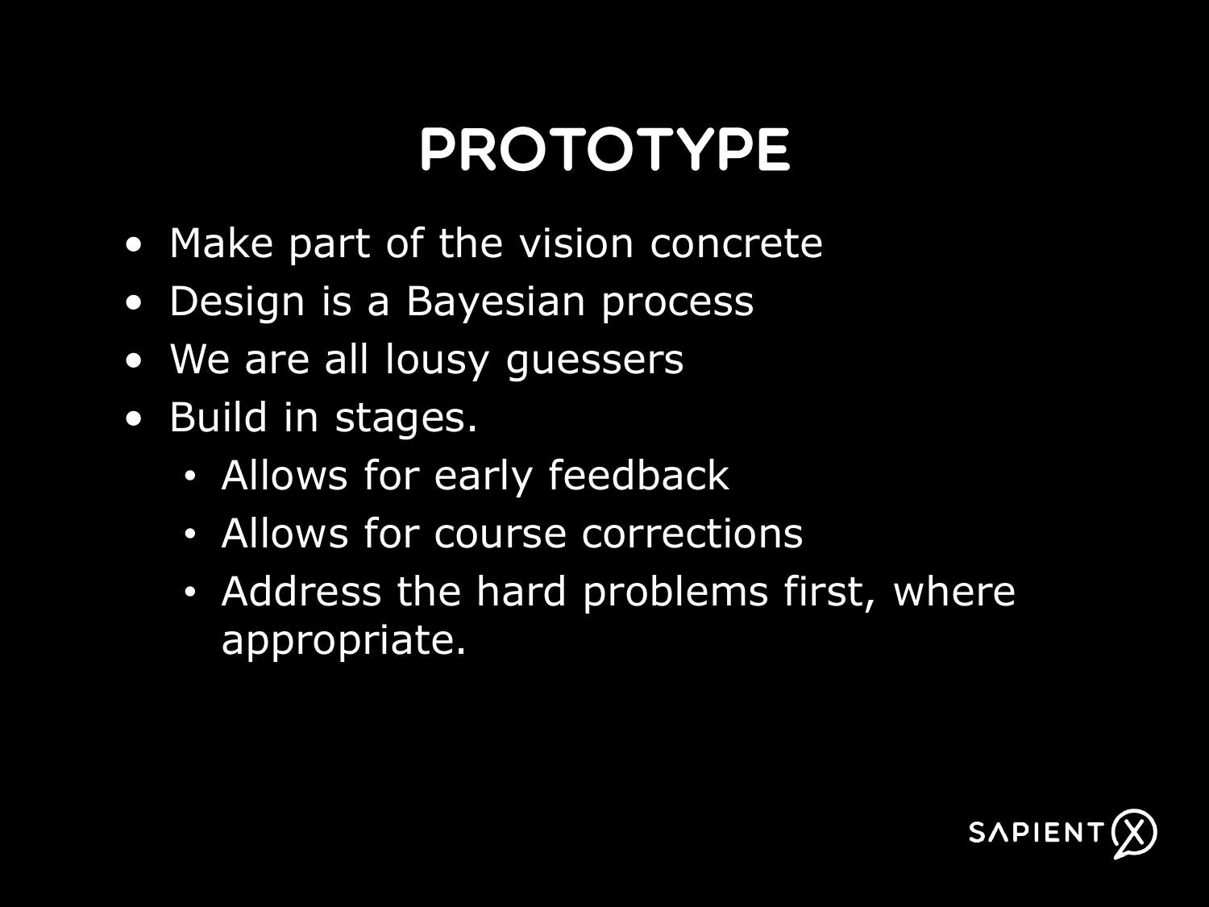# PROTOTYPE

- Make part of the vision concrete
- Design is a Bayesian process
- We are all lousy guessers
- Build in stages.
  - Allows for early feedback
  - Allows for course corrections
  - Address the hard problems first, where appropriate.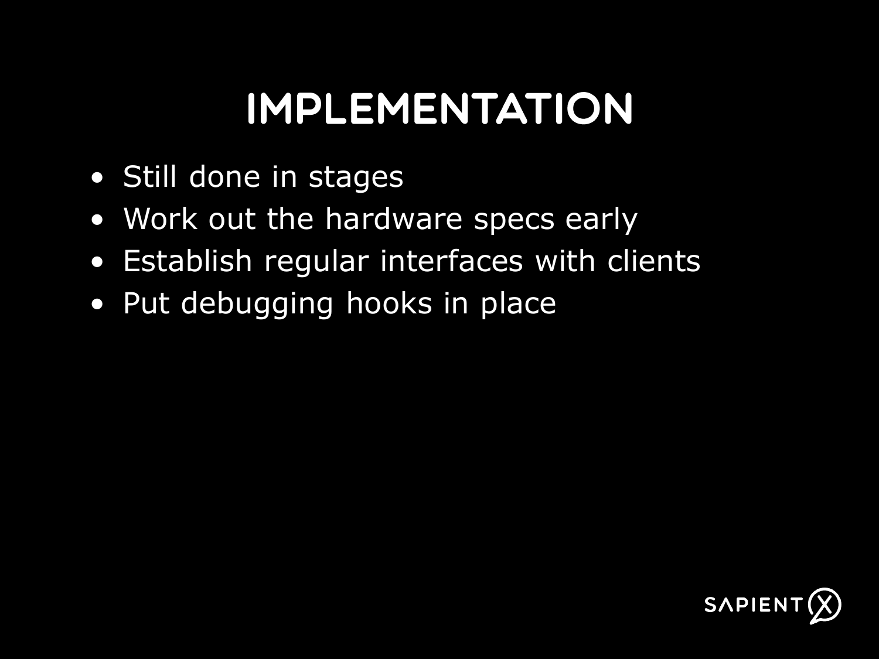# IMPLEMENTATION

- Still done in stages
- Work out the hardware specs early
- Establish regular interfaces with clients
- Put debugging hooks in place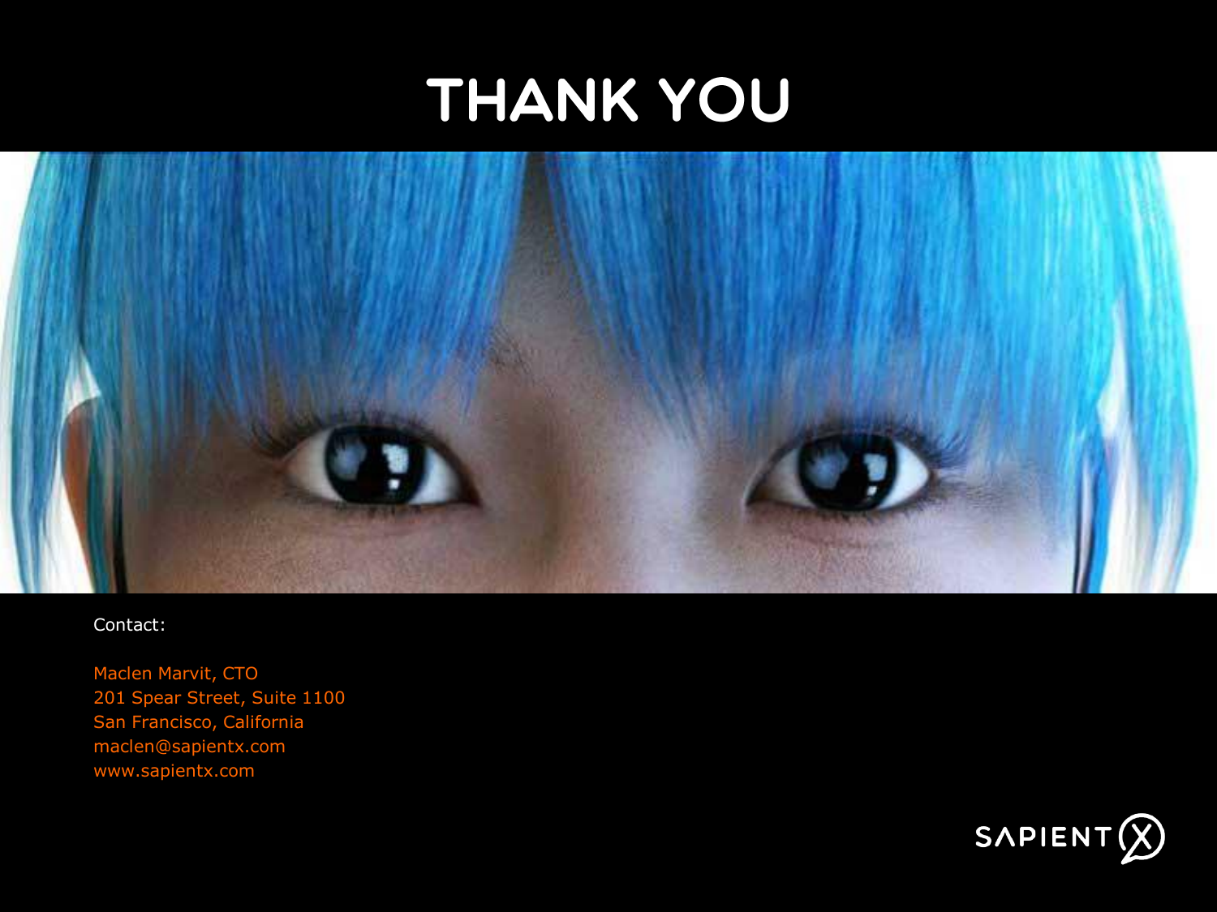# THANK YOU

Contact:

Maclen Marvit, CTO
201 Spear Street, Suite 1100
San Francisco, California
maclen@sapientx.com
www.sapientx.com

SAPIENT X